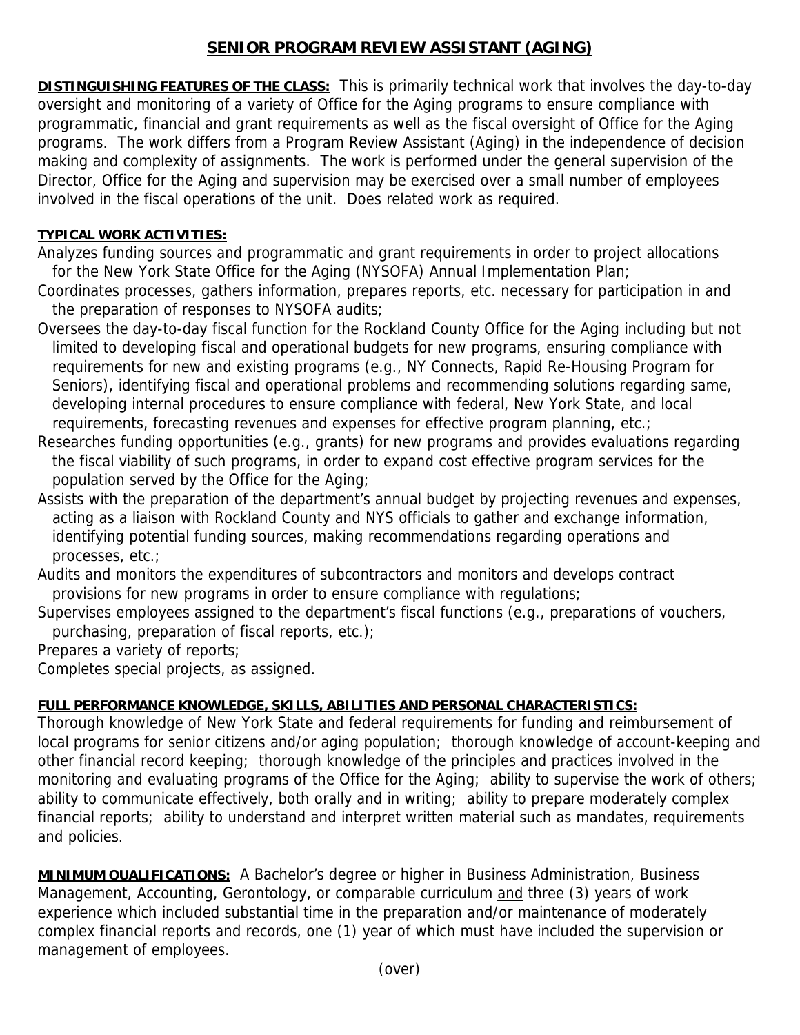# SENIOR PROGRAM REVIEW ASSISTANT (AGING)

**DISTINGUISHING FEATURES OF THE CLASS:** This is primarily technical work that involves the day-to-day oversight and monitoring of a variety of Office for the Aging programs to ensure compliance with programmatic, financial and grant requirements as well as the fiscal oversight of Office for the Aging programs. The work differs from a Program Review Assistant (Aging) in the independence of decision making and complexity of assignments. The work is performed under the general supervision of the Director, Office for the Aging and supervision may be exercised over a small number of employees involved in the fiscal operations of the unit. Does related work as required.

**TYPICAL WORK ACTIVITIES:**

Analyzes funding sources and programmatic and grant requirements in order to project allocations for the New York State Office for the Aging (NYSOFA) Annual Implementation Plan;

Coordinates processes, gathers information, prepares reports, etc. necessary for participation in and the preparation of responses to NYSOFA audits;

Oversees the day-to-day fiscal function for the Rockland County Office for the Aging including but not limited to developing fiscal and operational budgets for new programs, ensuring compliance with requirements for new and existing programs (e.g., NY Connects, Rapid Re-Housing Program for Seniors), identifying fiscal and operational problems and recommending solutions regarding same, developing internal procedures to ensure compliance with federal, New York State, and local requirements, forecasting revenues and expenses for effective program planning, etc.;

Researches funding opportunities (e.g., grants) for new programs and provides evaluations regarding the fiscal viability of such programs, in order to expand cost effective program services for the population served by the Office for the Aging;

Assists with the preparation of the department's annual budget by projecting revenues and expenses, acting as a liaison with Rockland County and NYS officials to gather and exchange information, identifying potential funding sources, making recommendations regarding operations and processes, etc.;

Audits and monitors the expenditures of subcontractors and monitors and develops contract provisions for new programs in order to ensure compliance with regulations;

Supervises employees assigned to the department's fiscal functions (e.g., preparations of vouchers, purchasing, preparation of fiscal reports, etc.);

Prepares a variety of reports;

Completes special projects, as assigned.

**FULL PERFORMANCE KNOWLEDGE, SKILLS, ABILITIES AND PERSONAL CHARACTERISTICS:**

Thorough knowledge of New York State and federal requirements for funding and reimbursement of local programs for senior citizens and/or aging population; thorough knowledge of account-keeping and other financial record keeping; thorough knowledge of the principles and practices involved in the monitoring and evaluating programs of the Office for the Aging; ability to supervise the work of others; ability to communicate effectively, both orally and in writing; ability to prepare moderately complex financial reports; ability to understand and interpret written material such as mandates, requirements and policies.

**MINIMUM QUALIFICATIONS:** A Bachelor's degree or higher in Business Administration, Business Management, Accounting, Gerontology, or comparable curriculum and three (3) years of work experience which included substantial time in the preparation and/or maintenance of moderately complex financial reports and records, one (1) year of which must have included the supervision or management of employees.

(over)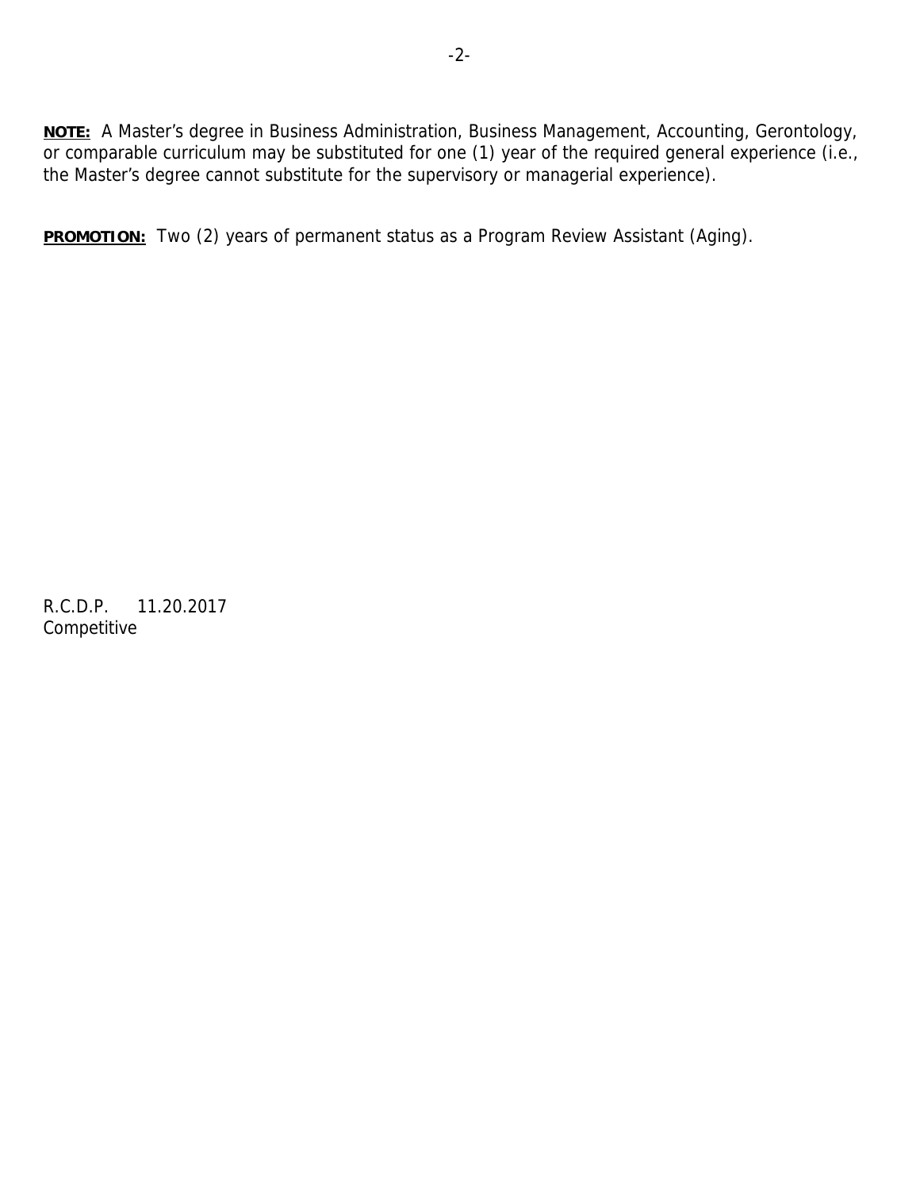**NOTE:** A Master's degree in Business Administration, Business Management, Accounting, Gerontology, or comparable curriculum may be substituted for one (1) year of the required general experience (i.e., the Master's degree cannot substitute for the supervisory or managerial experience).

**PROMOTION:** Two (2) years of permanent status as a Program Review Assistant (Aging).

R.C.D.P. 11.20.2017
Competitive